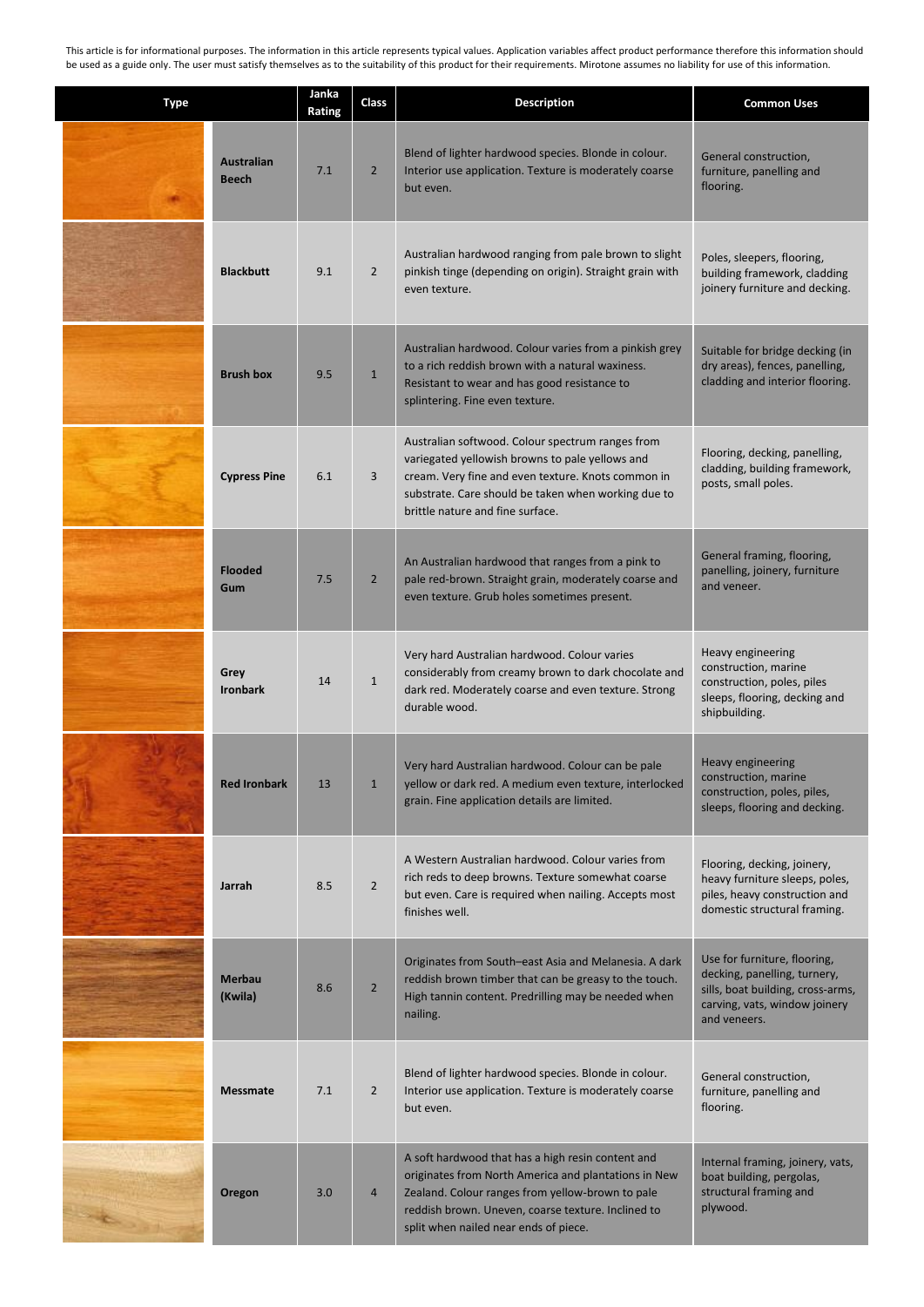This article is for informational purposes. The information in this article represents typical values. Application variables affect product performance therefore this information should be used as a guide only. The user must satisfy themselves as to the suitability of this product for their requirements. Mirotone assumes no liability for use of this information.

| Type | Janka Rating | Class | Description | Common Uses |
|---|---|---|---|---|
| **Australian Beech** | 7.1 | 2 | Blend of lighter hardwood species. Blonde in colour. Interior use application. Texture is moderately coarse but even. | General construction, furniture, panelling and flooring. |
| **Blackbutt** | 9.1 | 2 | Australian hardwood ranging from pale brown to slight pinkish tinge (depending on origin). Straight grain with even texture. | Poles, sleepers, flooring, building framework, cladding joinery furniture and decking. |
| **Brush box** | 9.5 | 1 | Australian hardwood. Colour varies from a pinkish grey to a rich reddish brown with a natural waxiness. Resistant to wear and has good resistance to splintering. Fine even texture. | Suitable for bridge decking (in dry areas), fences, panelling, cladding and interior flooring. |
| **Cypress Pine** | 6.1 | 3 | Australian softwood. Colour spectrum ranges from variegated yellowish browns to pale yellows and cream. Very fine and even texture. Knots common in substrate. Care should be taken when working due to brittle nature and fine surface. | Flooring, decking, panelling, cladding, building framework, posts, small poles. |
| **Flooded Gum** | 7.5 | 2 | An Australian hardwood that ranges from a pink to pale red-brown. Straight grain, moderately coarse and even texture. Grub holes sometimes present. | General framing, flooring, panelling, joinery, furniture and veneer. |
| **Grey Ironbark** | 14 | 1 | Very hard Australian hardwood. Colour varies considerably from creamy brown to dark chocolate and dark red. Moderately coarse and even texture. Strong durable wood. | Heavy engineering construction, marine construction, poles, piles sleeps, flooring, decking and shipbuilding. |
| **Red Ironbark** | 13 | 1 | Very hard Australian hardwood. Colour can be pale yellow or dark red. A medium even texture, interlocked grain. Fine application details are limited. | Heavy engineering construction, marine construction, poles, piles, sleeps, flooring and decking. |
| **Jarrah** | 8.5 | 2 | A Western Australian hardwood. Colour varies from rich reds to deep browns. Texture somewhat coarse but even. Care is required when nailing. Accepts most finishes well. | Flooring, decking, joinery, heavy furniture sleeps, poles, piles, heavy construction and domestic structural framing. |
| **Merbau (Kwila)** | 8.6 | 2 | Originates from South–east Asia and Melanesia. A dark reddish brown timber that can be greasy to the touch. High tannin content. Predrilling may be needed when nailing. | Use for furniture, flooring, decking, panelling, turnery, sills, boat building, cross-arms, carving, vats, window joinery and veneers. |
| **Messmate** | 7.1 | 2 | Blend of lighter hardwood species. Blonde in colour. Interior use application. Texture is moderately coarse but even. | General construction, furniture, panelling and flooring. |
| **Oregon** | 3.0 | 4 | A soft hardwood that has a high resin content and originates from North America and plantations in New Zealand. Colour ranges from yellow-brown to pale reddish brown. Uneven, coarse texture. Inclined to split when nailed near ends of piece. | Internal framing, joinery, vats, boat building, pergolas, structural framing and plywood. |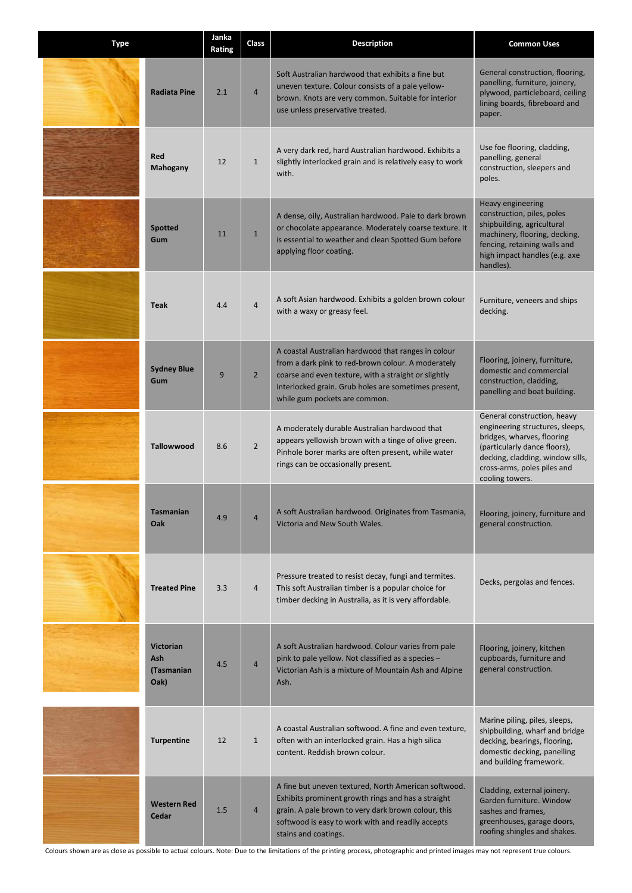| Type | | Janka Rating | Class | Description | Common Uses |
|---|---|---|---|---|---|
| | Radiata Pine | 2.1 | 4 | Soft Australian hardwood that exhibits a fine but uneven texture. Colour consists of a pale yellow-brown. Knots are very common. Suitable for interior use unless preservative treated. | General construction, flooring, panelling, furniture, joinery, plywood, particleboard, ceiling lining boards, fibreboard and paper. |
| | Red Mahogany | 12 | 1 | A very dark red, hard Australian hardwood. Exhibits a slightly interlocked grain and is relatively easy to work with. | Use foe flooring, cladding, panelling, general construction, sleepers and poles. |
| | Spotted Gum | 11 | 1 | A dense, oily, Australian hardwood. Pale to dark brown or chocolate appearance. Moderately coarse texture. It is essential to weather and clean Spotted Gum before applying floor coating. | Heavy engineering construction, piles, poles shipbuilding, agricultural machinery, flooring, decking, fencing, retaining walls and high impact handles (e.g. axe handles). |
| | Teak | 4.4 | 4 | A soft Asian hardwood. Exhibits a golden brown colour with a waxy or greasy feel. | Furniture, veneers and ships decking. |
| | Sydney Blue Gum | 9 | 2 | A coastal Australian hardwood that ranges in colour from a dark pink to red-brown colour. A moderately coarse and even texture, with a straight or slightly interlocked grain. Grub holes are sometimes present, while gum pockets are common. | Flooring, joinery, furniture, domestic and commercial construction, cladding, panelling and boat building. |
| | Tallowwood | 8.6 | 2 | A moderately durable Australian hardwood that appears yellowish brown with a tinge of olive green. Pinhole borer marks are often present, while water rings can be occasionally present. | General construction, heavy engineering structures, sleeps, bridges, wharves, flooring (particularly dance floors), decking, cladding, window sills, cross-arms, poles piles and cooling towers. |
| | Tasmanian Oak | 4.9 | 4 | A soft Australian hardwood. Originates from Tasmania, Victoria and New South Wales. | Flooring, joinery, furniture and general construction. |
| | Treated Pine | 3.3 | 4 | Pressure treated to resist decay, fungi and termites. This soft Australian timber is a popular choice for timber decking in Australia, as it is very affordable. | Decks, pergolas and fences. |
| | Victorian Ash (Tasmanian Oak) | 4.5 | 4 | A soft Australian hardwood. Colour varies from pale pink to pale yellow. Not classified as a species – Victorian Ash is a mixture of Mountain Ash and Alpine Ash. | Flooring, joinery, kitchen cupboards, furniture and general construction. |
| | Turpentine | 12 | 1 | A coastal Australian softwood. A fine and even texture, often with an interlocked grain. Has a high silica content. Reddish brown colour. | Marine piling, piles, sleeps, shipbuilding, wharf and bridge decking, bearings, flooring, domestic decking, panelling and building framework. |
| | Western Red Cedar | 1.5 | 4 | A fine but uneven textured, North American softwood. Exhibits prominent growth rings and has a straight grain. A pale brown to very dark brown colour, this softwood is easy to work with and readily accepts stains and coatings. | Cladding, external joinery. Garden furniture. Window sashes and frames, greenhouses, garage doors, roofing shingles and shakes. |

Colours shown are as close as possible to actual colours. Note: Due to the limitations of the printing process, photographic and printed images may not represent true colours.